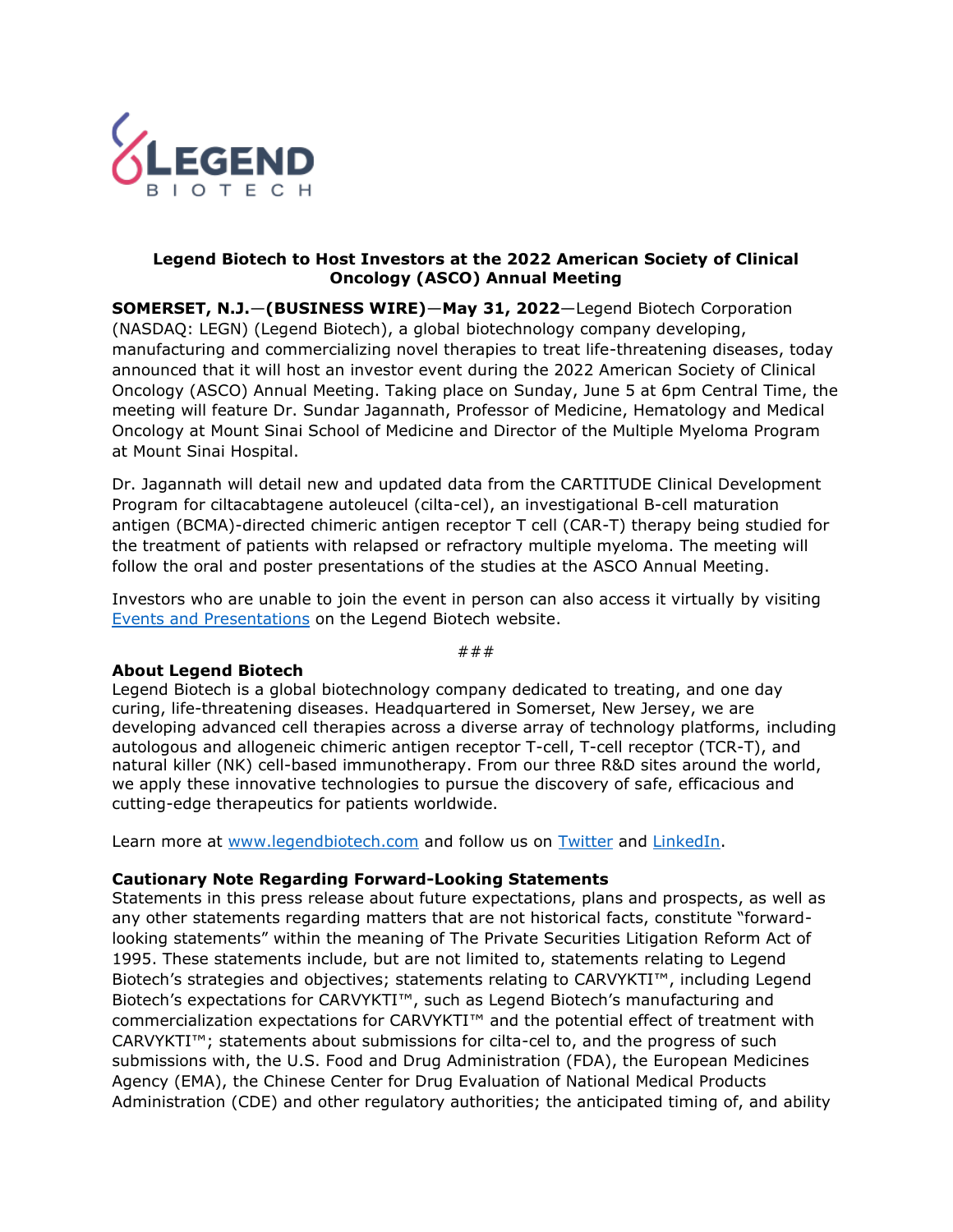**Legend Biotech to Host Investors at the 2022 American Society of Clinical Oncology (ASCO) Annual Meeting**

**SOMERSET, N.J.—(BUSINESS WIRE)—May 31, 2022**—Legend Biotech Corporation (NASDAQ: LEGN) (Legend Biotech), a global biotechnology company developing, manufacturing and commercializing novel therapies to treat life-threatening diseases, today announced that it will host an investor event during the 2022 American Society of Clinical Oncology (ASCO) Annual Meeting. Taking place on Sunday, June 5 at 6pm Central Time, the meeting will feature Dr. Sundar Jagannath, Professor of Medicine, Hematology and Medical Oncology at Mount Sinai School of Medicine and Director of the Multiple Myeloma Program at Mount Sinai Hospital.

Dr. Jagannath will detail new and updated data from the CARTITUDE Clinical Development Program for ciltacabtagene autoleucel (cilta-cel), an investigational B-cell maturation antigen (BCMA)-directed chimeric antigen receptor T cell (CAR-T) therapy being studied for the treatment of patients with relapsed or refractory multiple myeloma. The meeting will follow the oral and poster presentations of the studies at the ASCO Annual Meeting.

Investors who are unable to join the event in person can also access it virtually by visiting Events and Presentations on the Legend Biotech website.

###

**About Legend Biotech**

Legend Biotech is a global biotechnology company dedicated to treating, and one day curing, life-threatening diseases. Headquartered in Somerset, New Jersey, we are developing advanced cell therapies across a diverse array of technology platforms, including autologous and allogeneic chimeric antigen receptor T-cell, T-cell receptor (TCR-T), and natural killer (NK) cell-based immunotherapy. From our three R&D sites around the world, we apply these innovative technologies to pursue the discovery of safe, efficacious and cutting-edge therapeutics for patients worldwide.

Learn more at www.legendbiotech.com and follow us on Twitter and LinkedIn.

**Cautionary Note Regarding Forward-Looking Statements**

Statements in this press release about future expectations, plans and prospects, as well as any other statements regarding matters that are not historical facts, constitute "forward-looking statements" within the meaning of The Private Securities Litigation Reform Act of 1995. These statements include, but are not limited to, statements relating to Legend Biotech's strategies and objectives; statements relating to CARVYKTI™, including Legend Biotech's expectations for CARVYKTI™, such as Legend Biotech's manufacturing and commercialization expectations for CARVYKTI™ and the potential effect of treatment with CARVYKTI™; statements about submissions for cilta-cel to, and the progress of such submissions with, the U.S. Food and Drug Administration (FDA), the European Medicines Agency (EMA), the Chinese Center for Drug Evaluation of National Medical Products Administration (CDE) and other regulatory authorities; the anticipated timing of, and ability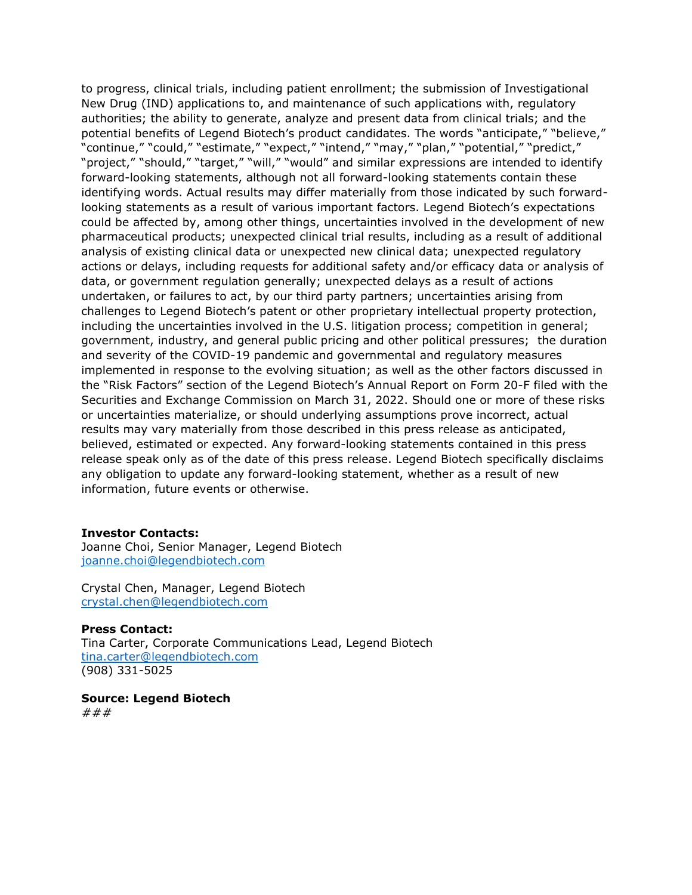to progress, clinical trials, including patient enrollment; the submission of Investigational New Drug (IND) applications to, and maintenance of such applications with, regulatory authorities; the ability to generate, analyze and present data from clinical trials; and the potential benefits of Legend Biotech's product candidates. The words "anticipate," "believe," "continue," "could," "estimate," "expect," "intend," "may," "plan," "potential," "predict," "project," "should," "target," "will," "would" and similar expressions are intended to identify forward-looking statements, although not all forward-looking statements contain these identifying words. Actual results may differ materially from those indicated by such forward-looking statements as a result of various important factors. Legend Biotech's expectations could be affected by, among other things, uncertainties involved in the development of new pharmaceutical products; unexpected clinical trial results, including as a result of additional analysis of existing clinical data or unexpected new clinical data; unexpected regulatory actions or delays, including requests for additional safety and/or efficacy data or analysis of data, or government regulation generally; unexpected delays as a result of actions undertaken, or failures to act, by our third party partners; uncertainties arising from challenges to Legend Biotech's patent or other proprietary intellectual property protection, including the uncertainties involved in the U.S. litigation process; competition in general; government, industry, and general public pricing and other political pressures; the duration and severity of the COVID-19 pandemic and governmental and regulatory measures implemented in response to the evolving situation; as well as the other factors discussed in the "Risk Factors" section of the Legend Biotech's Annual Report on Form 20-F filed with the Securities and Exchange Commission on March 31, 2022. Should one or more of these risks or uncertainties materialize, or should underlying assumptions prove incorrect, actual results may vary materially from those described in this press release as anticipated, believed, estimated or expected. Any forward-looking statements contained in this press release speak only as of the date of this press release. Legend Biotech specifically disclaims any obligation to update any forward-looking statement, whether as a result of new information, future events or otherwise.

**Investor Contacts:**
Joanne Choi, Senior Manager, Legend Biotech
joanne.choi@legendbiotech.com

Crystal Chen, Manager, Legend Biotech
crystal.chen@legendbiotech.com

**Press Contact:**
Tina Carter, Corporate Communications Lead, Legend Biotech
tina.carter@legendbiotech.com
(908) 331-5025

**Source: Legend Biotech**
*###*